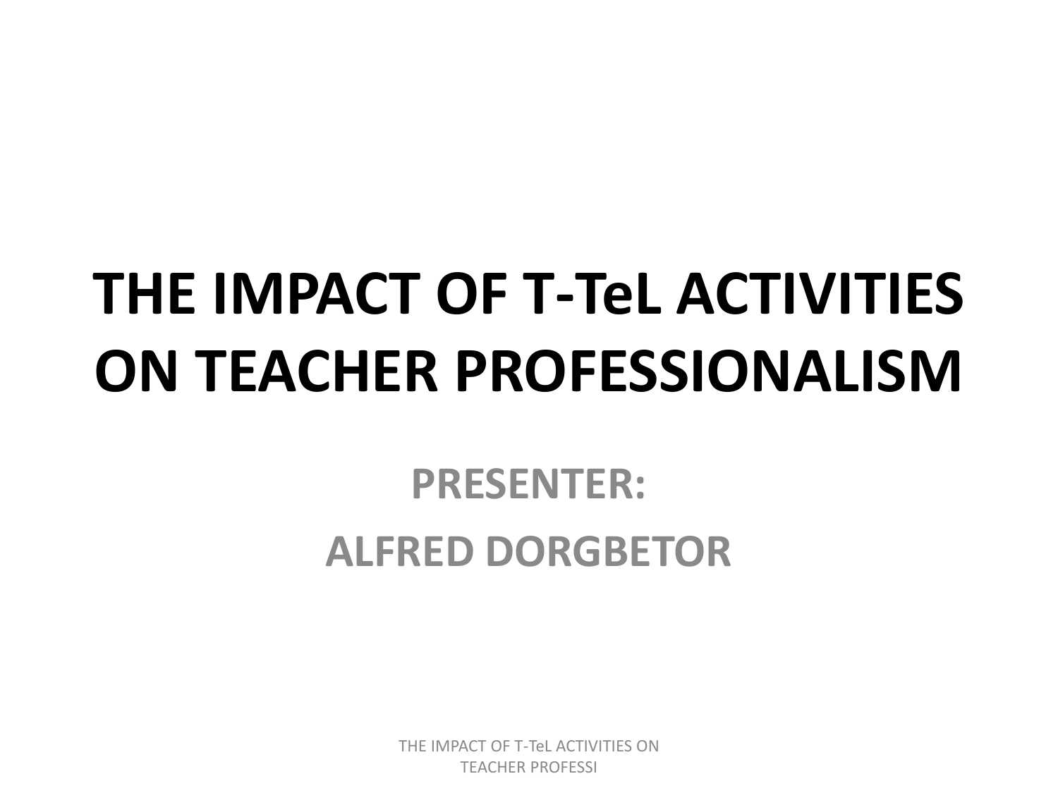# THE IMPACT OF T-TeL ACTIVITIES ON TEACHER PROFESSIONALISM

**PRESENTER:**

**ALFRED DORGBETOR**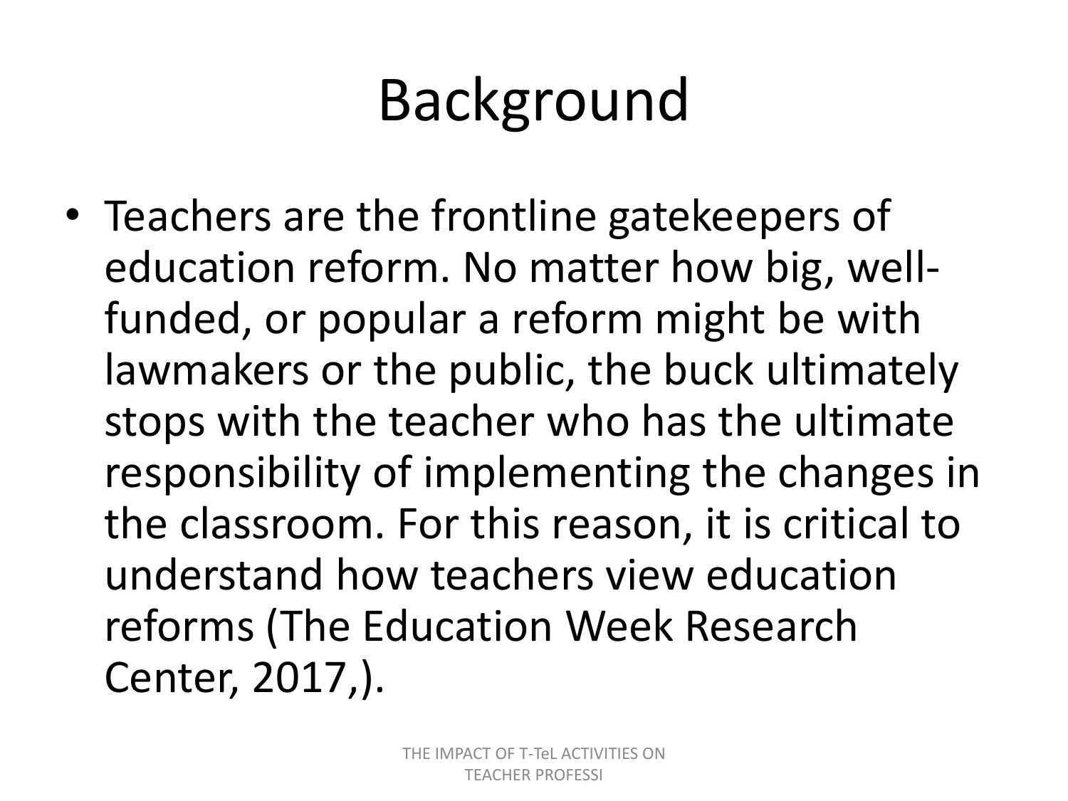# Background

- Teachers are the frontline gatekeepers of education reform. No matter how big, well-funded, or popular a reform might be with lawmakers or the public, the buck ultimately stops with the teacher who has the ultimate responsibility of implementing the changes in the classroom. For this reason, it is critical to understand how teachers view education reforms (The Education Week Research Center, 2017,).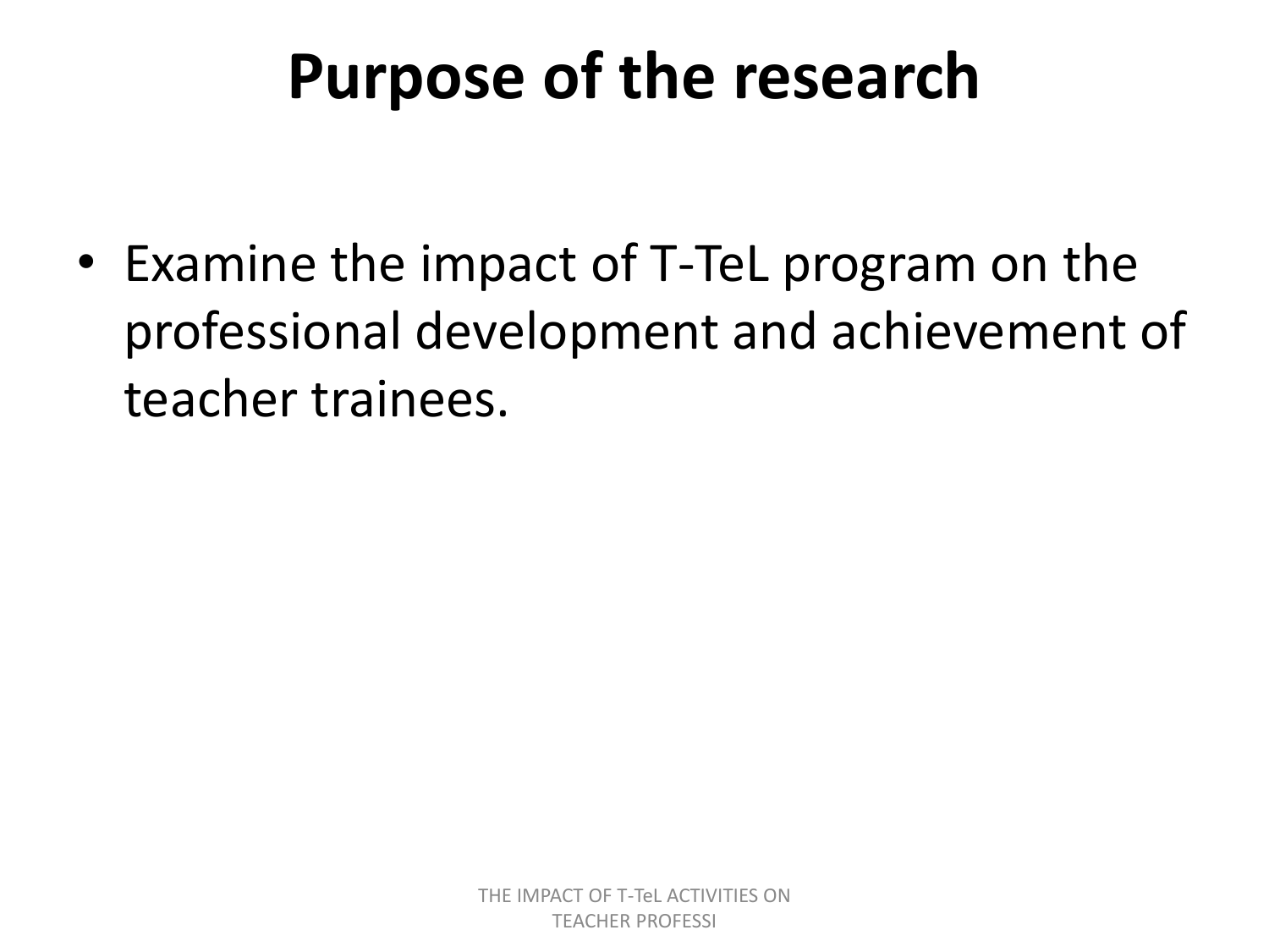# Purpose of the research

- Examine the impact of T-TeL program on the professional development and achievement of teacher trainees.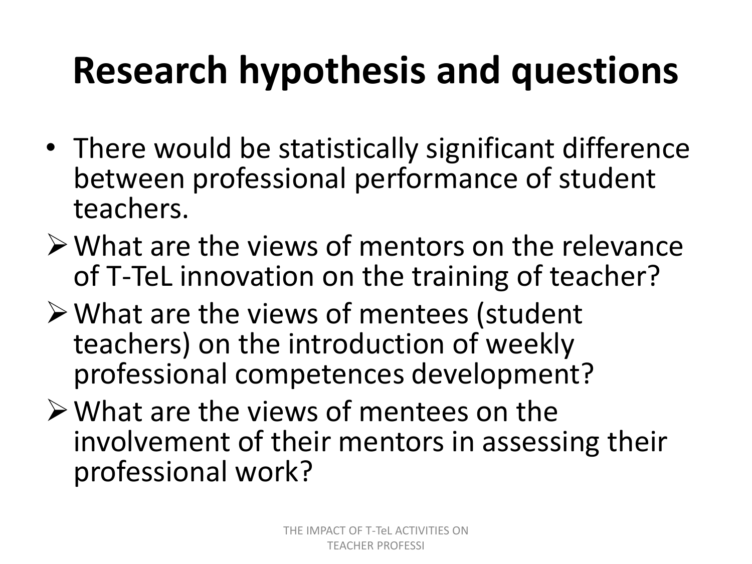# Research hypothesis and questions

- There would be statistically significant difference between professional performance of student teachers.
- What are the views of mentors on the relevance of T-TeL innovation on the training of teacher?
- What are the views of mentees (student teachers) on the introduction of weekly professional competences development?
- What are the views of mentees on the involvement of their mentors in assessing their professional work?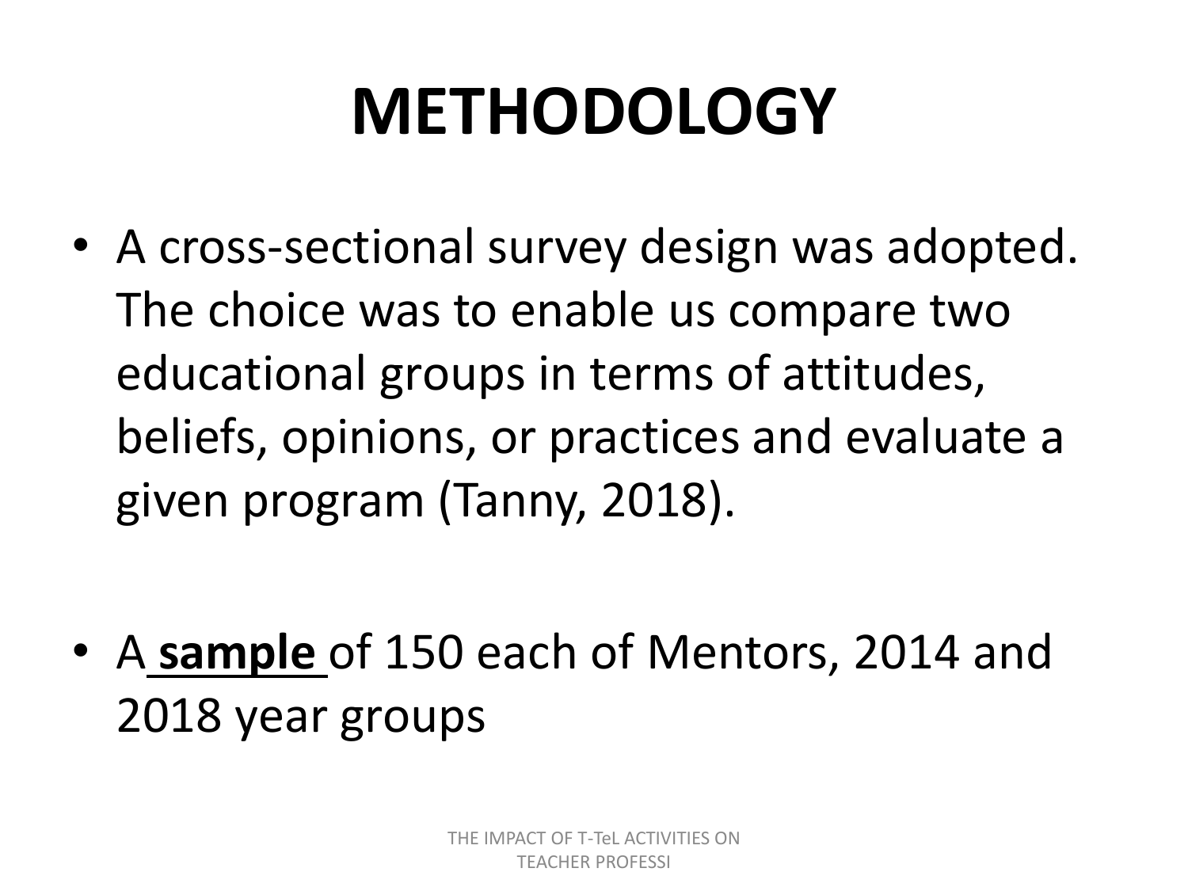# METHODOLOGY

- A cross-sectional survey design was adopted. The choice was to enable us compare two educational groups in terms of attitudes, beliefs, opinions, or practices and evaluate a given program (Tanny, 2018).

- A **sample** of 150 each of Mentors, 2014 and 2018 year groups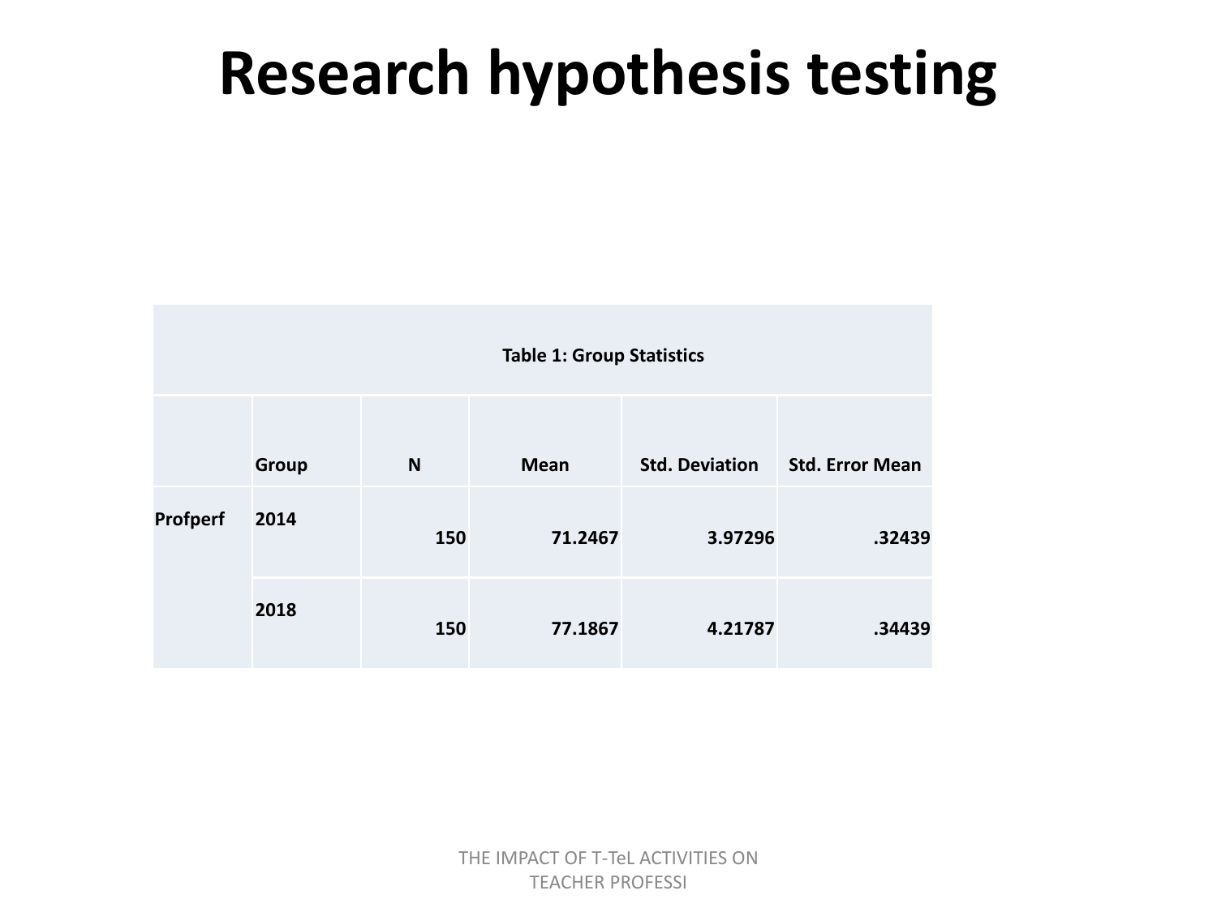# Research hypothesis testing

| Table 1: Group Statistics | | | | | |
|---|---|---|---|---|---|
| | Group | N | Mean | Std. Deviation | Std. Error Mean |
| Profperf | 2014 | 150 | 71.2467 | 3.97296 | .32439 |
| | 2018 | 150 | 77.1867 | 4.21787 | .34439 |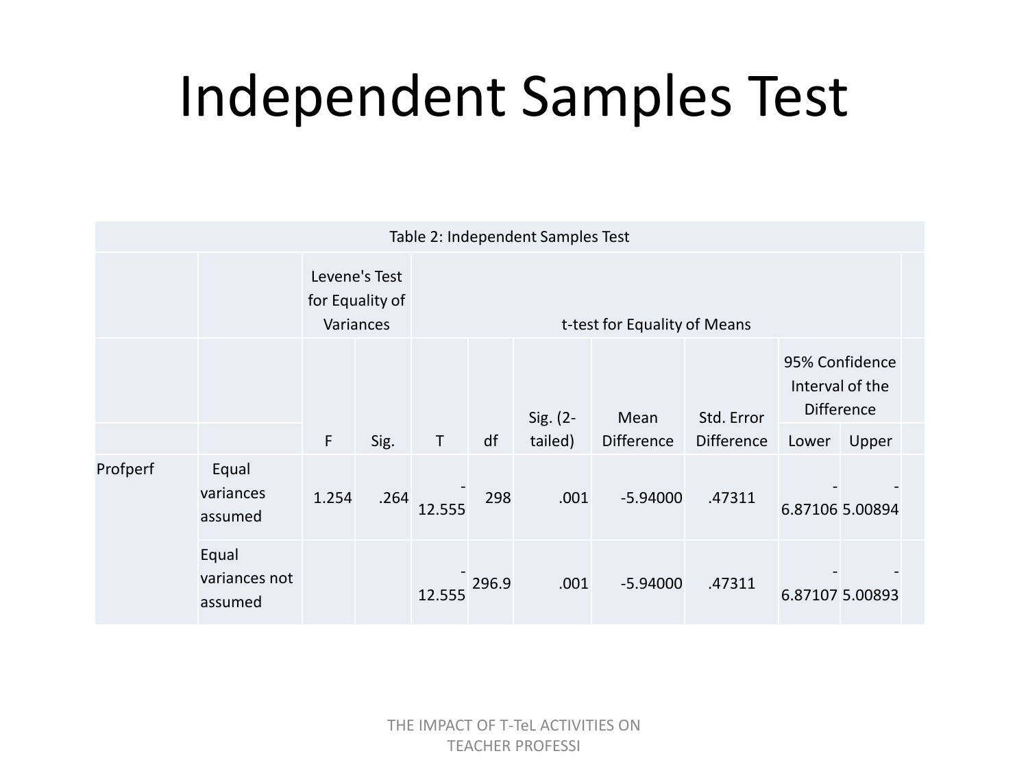# Independent Samples Test

| Table 2: Independent Samples Test | | | | | | | | | | |
|---|---|---|---|---|---|---|---|---|---|---|
| | | Levene's Test for Equality of Variances | | t-test for Equality of Means | | | | | | |
| | | F | Sig. | T | df | Sig. (2-tailed) | Mean Difference | Std. Error Difference | 95% Confidence Interval of the Difference | |
| | | | | | | | | | Lower | Upper |
| Profperf | Equal variances assumed | 1.254 | .264 | -12.555 | 298 | .001 | -5.94000 | .47311 | -6.87106 | -5.00894 |
| | Equal variances not assumed | | | -12.555 | 296.9 | .001 | -5.94000 | .47311 | -6.87107 | -5.00893 |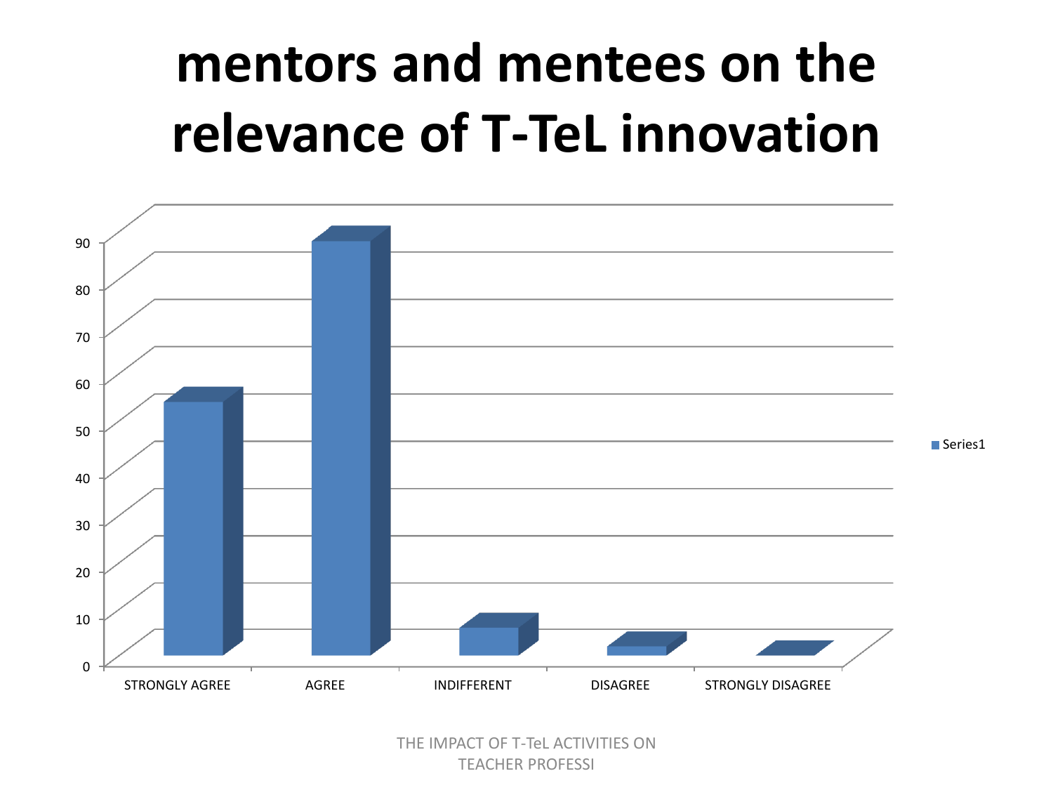# mentors and mentees on the relevance of T-TeL innovation

| | Series1 |
|---|---|
| STRONGLY AGREE | 54 |
| AGREE | 88 |
| INDIFFERENT | 6 |
| DISAGREE | 2 |
| STRONGLY DISAGREE | 0 |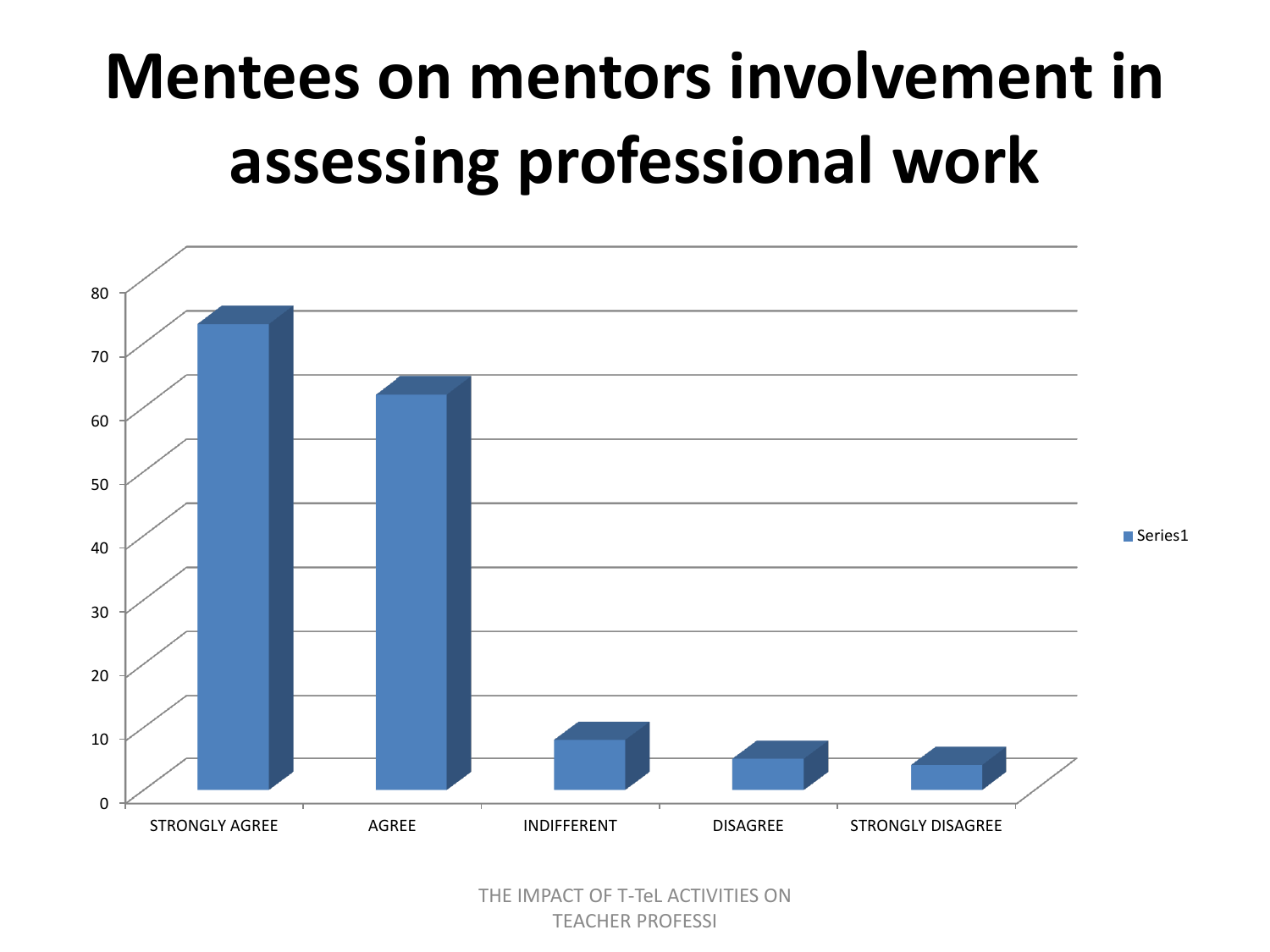# Mentees on mentors involvement in assessing professional work

80
70
60
50
40
30
20
10
0

STRONGLY AGREE | AGREE | INDIFFERENT | DISAGREE | STRONGLY DISAGREE

Series1

THE IMPACT OF T-TeL ACTIVITIES ON TEACHER PROFESSI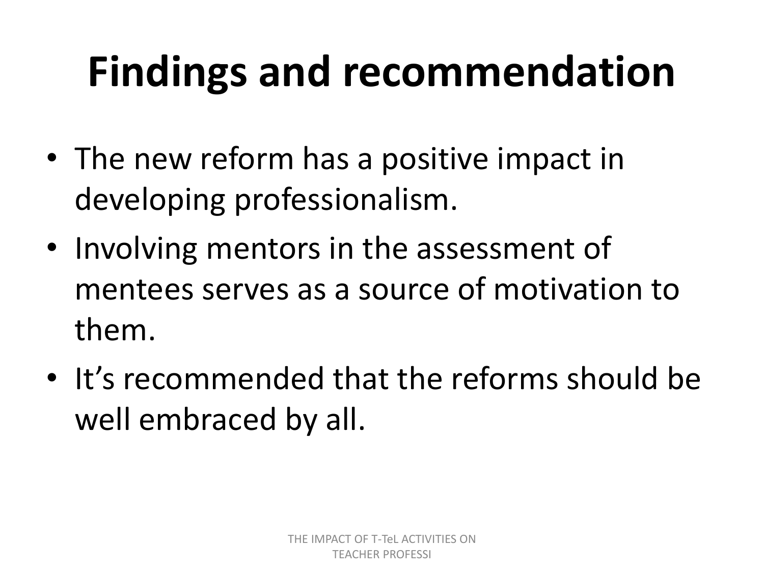# Findings and recommendation

- The new reform has a positive impact in developing professionalism.
- Involving mentors in the assessment of mentees serves as a source of motivation to them.
- It's recommended that the reforms should be well embraced by all.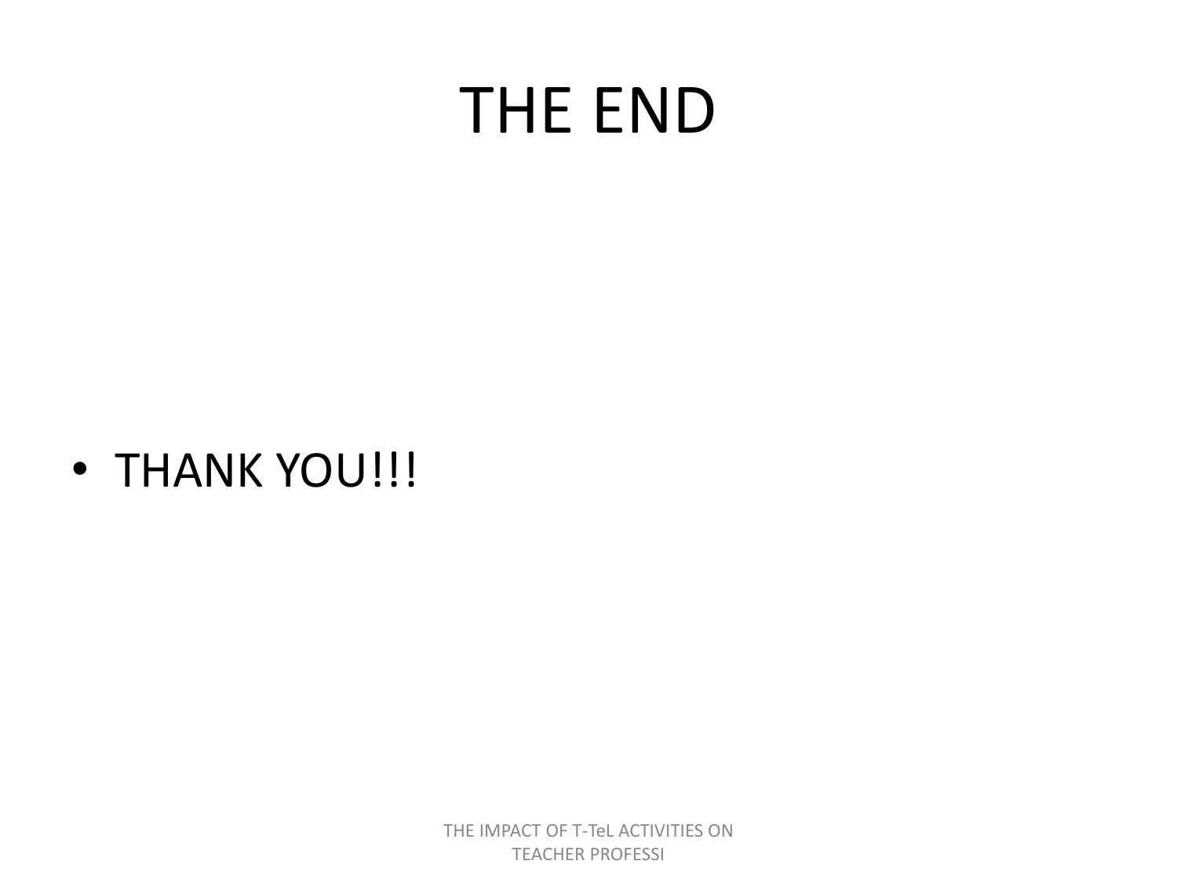# THE END

- THANK YOU!!!